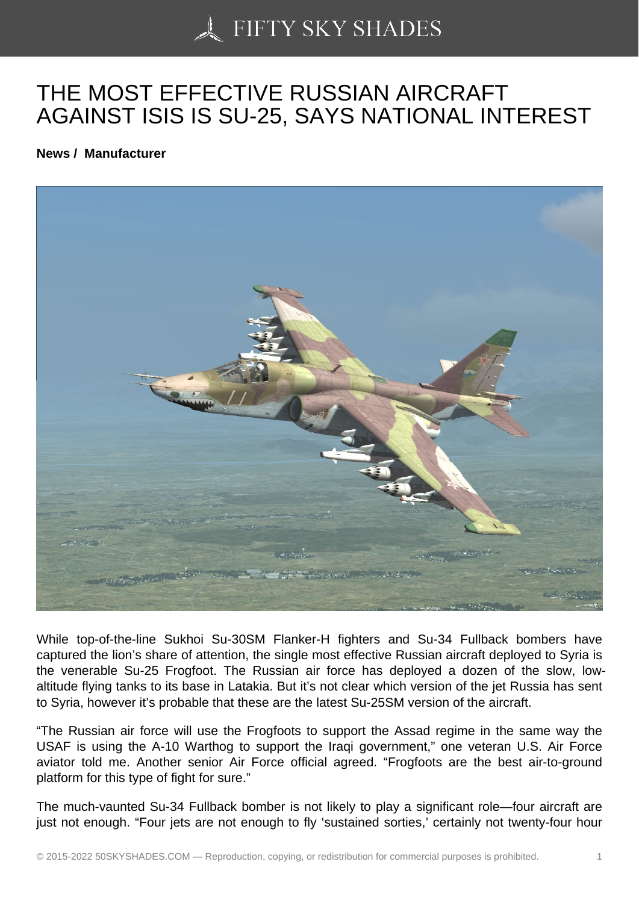# THE MOST EFFECTIVE RUSSIAN AIRCRAFT AGAINST ISIS IS SU-25, SAYS NATIONAL INTEREST

**News / Manufacturer**

While top-of-the-line Sukhoi Su-30SM Flanker-H fighters and Su-34 Fullback bombers have captured the lion's share of attention, the single most effective Russian aircraft deployed to Syria is the venerable Su-25 Frogfoot. The Russian air force has deployed a dozen of the slow, low-altitude flying tanks to its base in Latakia. But it's not clear which version of the jet Russia has sent to Syria, however it's probable that these are the latest Su-25SM version of the aircraft.

"The Russian air force will use the Frogfoots to support the Assad regime in the same way the USAF is using the A-10 Warthog to support the Iraqi government," one veteran U.S. Air Force aviator told me. Another senior Air Force official agreed. "Frogfoots are the best air-to-ground platform for this type of fight for sure."

The much-vaunted Su-34 Fullback bomber is not likely to play a significant role—four aircraft are just not enough. "Four jets are not enough to fly 'sustained sorties,' certainly not twenty-four hour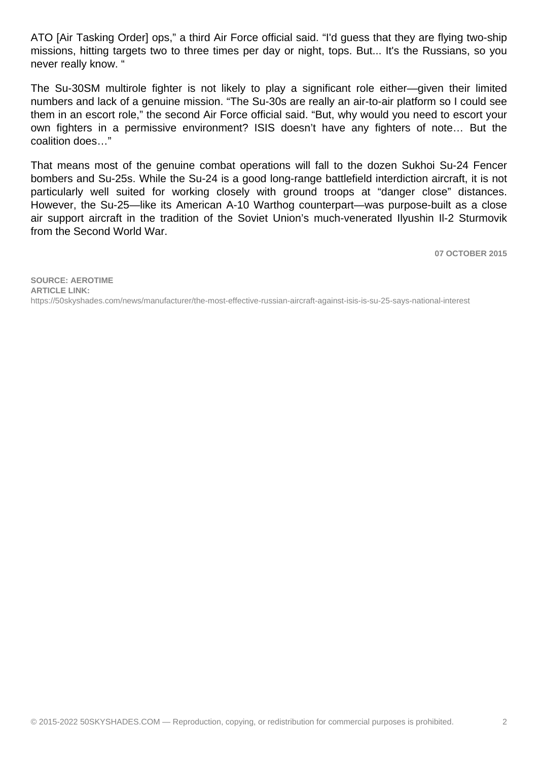ATO [Air Tasking Order] ops," a third Air Force official said. "I'd guess that they are flying two-ship missions, hitting targets two to three times per day or night, tops. But... It's the Russians, so you never really know. "

The Su-30SM multirole fighter is not likely to play a significant role either—given their limited numbers and lack of a genuine mission. "The Su-30s are really an air-to-air platform so I could see them in an escort role," the second Air Force official said. "But, why would you need to escort your own fighters in a permissive environment? ISIS doesn't have any fighters of note… But the coalition does…"

That means most of the genuine combat operations will fall to the dozen Sukhoi Su-24 Fencer bombers and Su-25s. While the Su-24 is a good long-range battlefield interdiction aircraft, it is not particularly well suited for working closely with ground troops at "danger close" distances. However, the Su-25—like its American A-10 Warthog counterpart—was purpose-built as a close air support aircraft in the tradition of the Soviet Union's much-venerated Ilyushin Il-2 Sturmovik from the Second World War.

**07 OCTOBER 2015**

**SOURCE: AEROTIME**
**ARTICLE LINK:**
https://50skyshades.com/news/manufacturer/the-most-effective-russian-aircraft-against-isis-is-su-25-says-national-interest

© 2015-2022 50SKYSHADES.COM — Reproduction, copying, or redistribution for commercial purposes is prohibited.